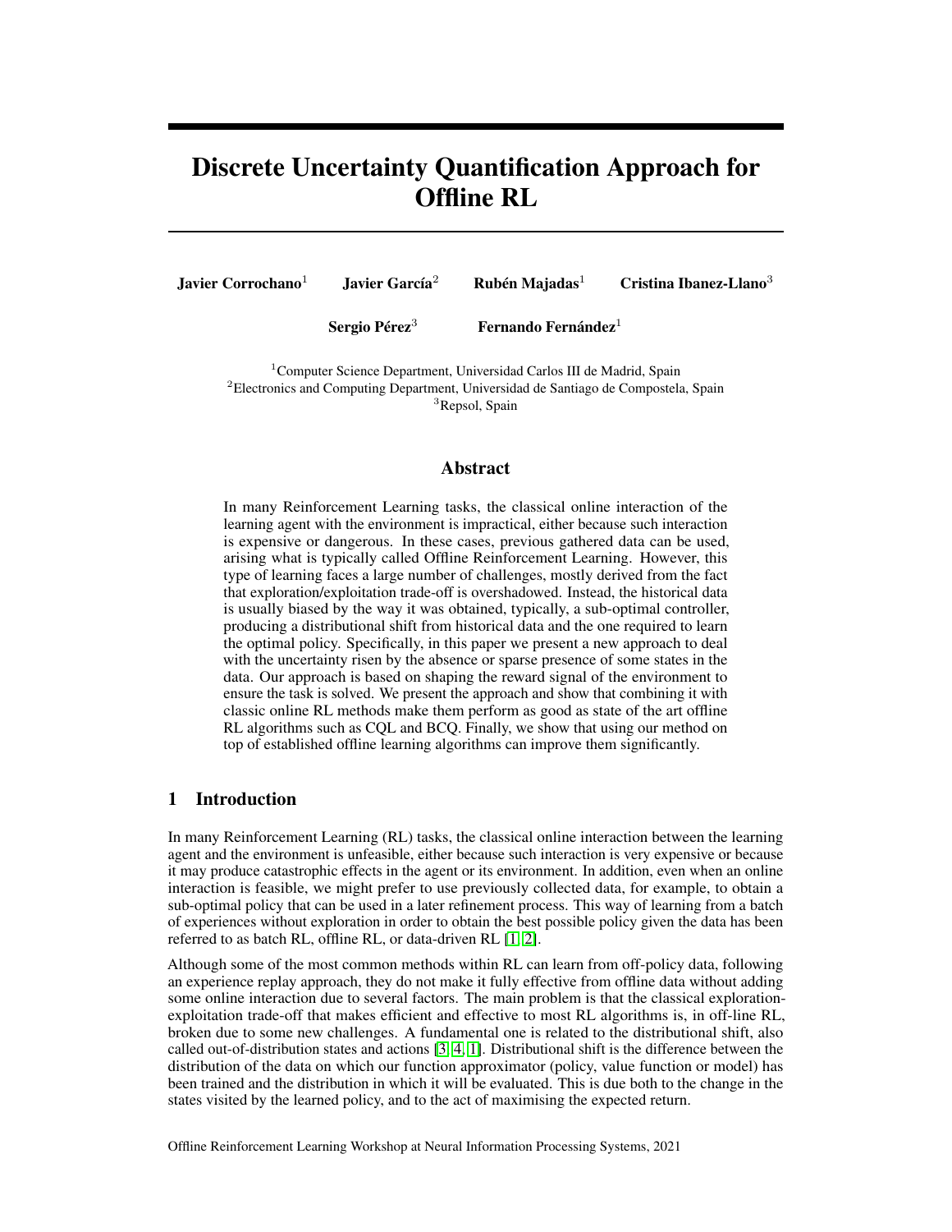# Discrete Uncertainty Quantification Approach for Offline RL

**Javier Corrochano**[1] **Javier García**[2] **Rubén Majadas**[1] **Cristina Ibanez-Llano**[3]

**Sergio Pérez**[3] **Fernando Fernández**[1]

[1]Computer Science Department, Universidad Carlos III de Madrid, Spain
[2]Electronics and Computing Department, Universidad de Santiago de Compostela, Spain
[3]Repsol, Spain

## Abstract

In many Reinforcement Learning tasks, the classical online interaction of the learning agent with the environment is impractical, either because such interaction is expensive or dangerous. In these cases, previous gathered data can be used, arising what is typically called Offline Reinforcement Learning. However, this type of learning faces a large number of challenges, mostly derived from the fact that exploration/exploitation trade-off is overshadowed. Instead, the historical data is usually biased by the way it was obtained, typically, a sub-optimal controller, producing a distributional shift from historical data and the one required to learn the optimal policy. Specifically, in this paper we present a new approach to deal with the uncertainty risen by the absence or sparse presence of some states in the data. Our approach is based on shaping the reward signal of the environment to ensure the task is solved. We present the approach and show that combining it with classic online RL methods make them perform as good as state of the art offline RL algorithms such as CQL and BCQ. Finally, we show that using our method on top of established offline learning algorithms can improve them significantly.

## 1 Introduction

In many Reinforcement Learning (RL) tasks, the classical online interaction between the learning agent and the environment is unfeasible, either because such interaction is very expensive or because it may produce catastrophic effects in the agent or its environment. In addition, even when an online interaction is feasible, we might prefer to use previously collected data, for example, to obtain a sub-optimal policy that can be used in a later refinement process. This way of learning from a batch of experiences without exploration in order to obtain the best possible policy given the data has been referred to as batch RL, offline RL, or data-driven RL [1, 2].

Although some of the most common methods within RL can learn from off-policy data, following an experience replay approach, they do not make it fully effective from offline data without adding some online interaction due to several factors. The main problem is that the classical exploration-exploitation trade-off that makes efficient and effective to most RL algorithms is, in off-line RL, broken due to some new challenges. A fundamental one is related to the distributional shift, also called out-of-distribution states and actions [3, 4, 1]. Distributional shift is the difference between the distribution of the data on which our function approximator (policy, value function or model) has been trained and the distribution in which it will be evaluated. This is due both to the change in the states visited by the learned policy, and to the act of maximising the expected return.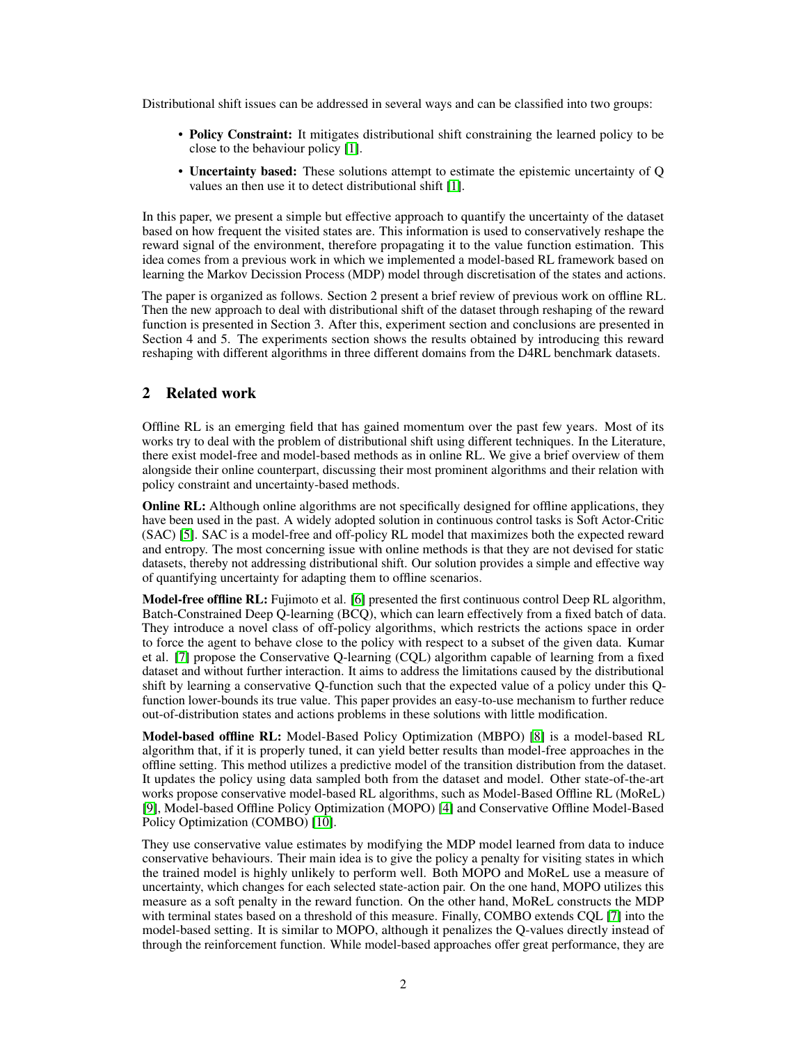Distributional shift issues can be addressed in several ways and can be classified into two groups:

- **Policy Constraint:** It mitigates distributional shift constraining the learned policy to be close to the behaviour policy [1].
- **Uncertainty based:** These solutions attempt to estimate the epistemic uncertainty of Q values an then use it to detect distributional shift [1].

In this paper, we present a simple but effective approach to quantify the uncertainty of the dataset based on how frequent the visited states are. This information is used to conservatively reshape the reward signal of the environment, therefore propagating it to the value function estimation. This idea comes from a previous work in which we implemented a model-based RL framework based on learning the Markov Decission Process (MDP) model through discretisation of the states and actions.

The paper is organized as follows. Section 2 present a brief review of previous work on offline RL. Then the new approach to deal with distributional shift of the dataset through reshaping of the reward function is presented in Section 3. After this, experiment section and conclusions are presented in Section 4 and 5. The experiments section shows the results obtained by introducing this reward reshaping with different algorithms in three different domains from the D4RL benchmark datasets.

## 2 Related work

Offline RL is an emerging field that has gained momentum over the past few years. Most of its works try to deal with the problem of distributional shift using different techniques. In the Literature, there exist model-free and model-based methods as in online RL. We give a brief overview of them alongside their online counterpart, discussing their most prominent algorithms and their relation with policy constraint and uncertainty-based methods.

**Online RL:** Although online algorithms are not specifically designed for offline applications, they have been used in the past. A widely adopted solution in continuous control tasks is Soft Actor-Critic (SAC) [5]. SAC is a model-free and off-policy RL model that maximizes both the expected reward and entropy. The most concerning issue with online methods is that they are not devised for static datasets, thereby not addressing distributional shift. Our solution provides a simple and effective way of quantifying uncertainty for adapting them to offline scenarios.

**Model-free offline RL:** Fujimoto et al. [6] presented the first continuous control Deep RL algorithm, Batch-Constrained Deep Q-learning (BCQ), which can learn effectively from a fixed batch of data. They introduce a novel class of off-policy algorithms, which restricts the actions space in order to force the agent to behave close to the policy with respect to a subset of the given data. Kumar et al. [7] propose the Conservative Q-learning (CQL) algorithm capable of learning from a fixed dataset and without further interaction. It aims to address the limitations caused by the distributional shift by learning a conservative Q-function such that the expected value of a policy under this Q-function lower-bounds its true value. This paper provides an easy-to-use mechanism to further reduce out-of-distribution states and actions problems in these solutions with little modification.

**Model-based offline RL:** Model-Based Policy Optimization (MBPO) [8] is a model-based RL algorithm that, if it is properly tuned, it can yield better results than model-free approaches in the offline setting. This method utilizes a predictive model of the transition distribution from the dataset. It updates the policy using data sampled both from the dataset and model. Other state-of-the-art works propose conservative model-based RL algorithms, such as Model-Based Offline RL (MoReL) [9], Model-based Offline Policy Optimization (MOPO) [4] and Conservative Offline Model-Based Policy Optimization (COMBO) [10].

They use conservative value estimates by modifying the MDP model learned from data to induce conservative behaviours. Their main idea is to give the policy a penalty for visiting states in which the trained model is highly unlikely to perform well. Both MOPO and MoReL use a measure of uncertainty, which changes for each selected state-action pair. On the one hand, MOPO utilizes this measure as a soft penalty in the reward function. On the other hand, MoReL constructs the MDP with terminal states based on a threshold of this measure. Finally, COMBO extends CQL [7] into the model-based setting. It is similar to MOPO, although it penalizes the Q-values directly instead of through the reinforcement function. While model-based approaches offer great performance, they are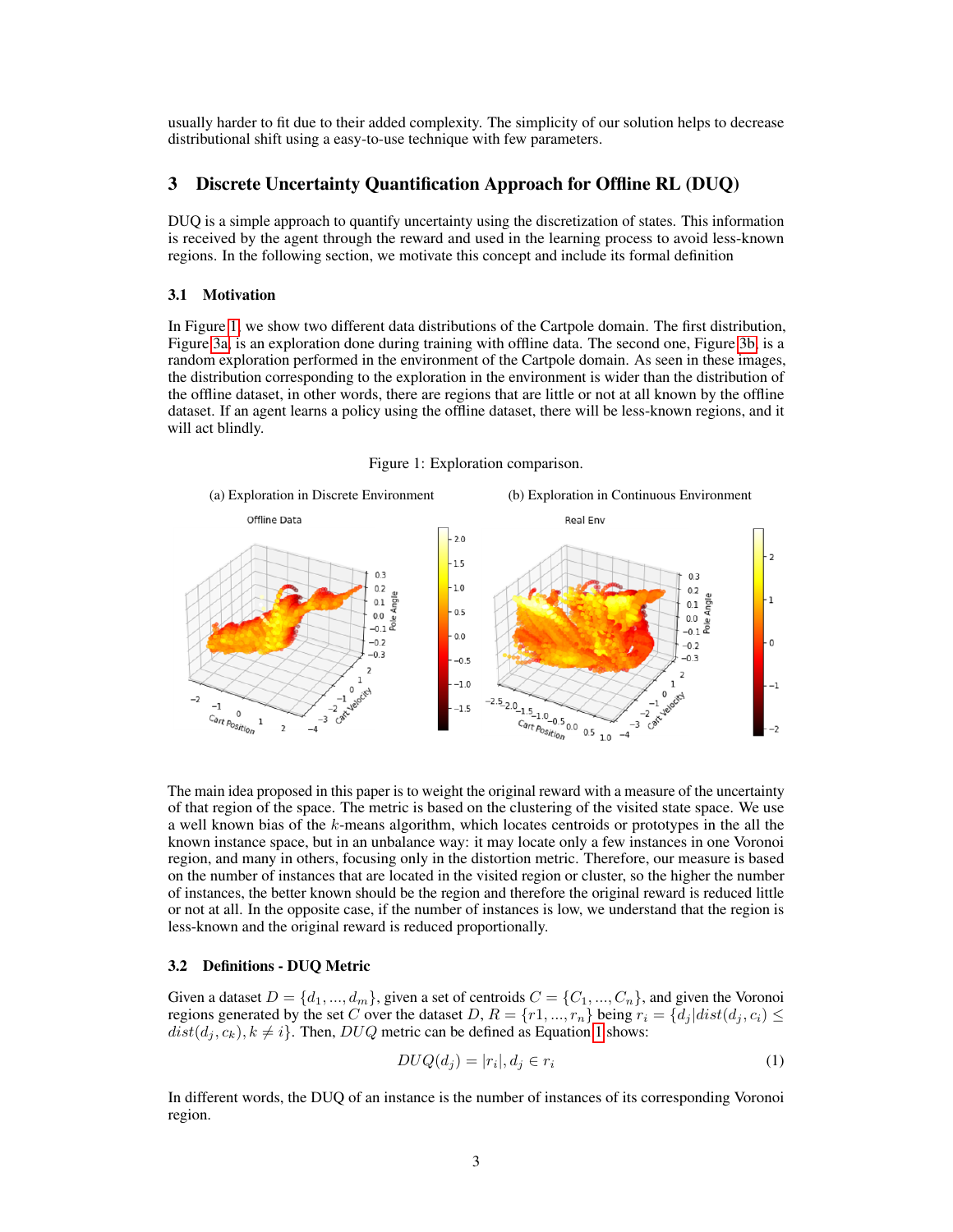usually harder to fit due to their added complexity. The simplicity of our solution helps to decrease distributional shift using a easy-to-use technique with few parameters.

## 3 Discrete Uncertainty Quantification Approach for Offline RL (DUQ)

DUQ is a simple approach to quantify uncertainty using the discretization of states. This information is received by the agent through the reward and used in the learning process to avoid less-known regions. In the following section, we motivate this concept and include its formal definition

### 3.1 Motivation

In Figure 1, we show two different data distributions of the Cartpole domain. The first distribution, Figure 3a, is an exploration done during training with offline data. The second one, Figure 3b, is a random exploration performed in the environment of the Cartpole domain. As seen in these images, the distribution corresponding to the exploration in the environment is wider than the distribution of the offline dataset, in other words, there are regions that are little or not at all known by the offline dataset. If an agent learns a policy using the offline dataset, there will be less-known regions, and it will act blindly.

Figure 1: Exploration comparison.

(a) Exploration in Discrete Environment

(b) Exploration in Continuous Environment

The main idea proposed in this paper is to weight the original reward with a measure of the uncertainty of that region of the space. The metric is based on the clustering of the visited state space. We use a well known bias of the $k$-means algorithm, which locates centroids or prototypes in the all the known instance space, but in an unbalance way: it may locate only a few instances in one Voronoi region, and many in others, focusing only in the distortion metric. Therefore, our measure is based on the number of instances that are located in the visited region or cluster, so the higher the number of instances, the better known should be the region and therefore the original reward is reduced little or not at all. In the opposite case, if the number of instances is low, we understand that the region is less-known and the original reward is reduced proportionally.

### 3.2 Definitions - DUQ Metric

Given a dataset $D = \{d_1, ..., d_m\}$, given a set of centroids $C = \{C_1, ..., C_n\}$, and given the Voronoi regions generated by the set $C$ over the dataset $D$, $R = \{r1, ..., r_n\}$ being $r_i = \{d_j | dist(d_j, c_i) \leq dist(d_j, c_k), k \neq i\}$. Then, $DUQ$ metric can be defined as Equation 1 shows:

$$DUQ(d_j) = |r_i|, d_j \in r_i \quad (1)$$

In different words, the DUQ of an instance is the number of instances of its corresponding Voronoi region.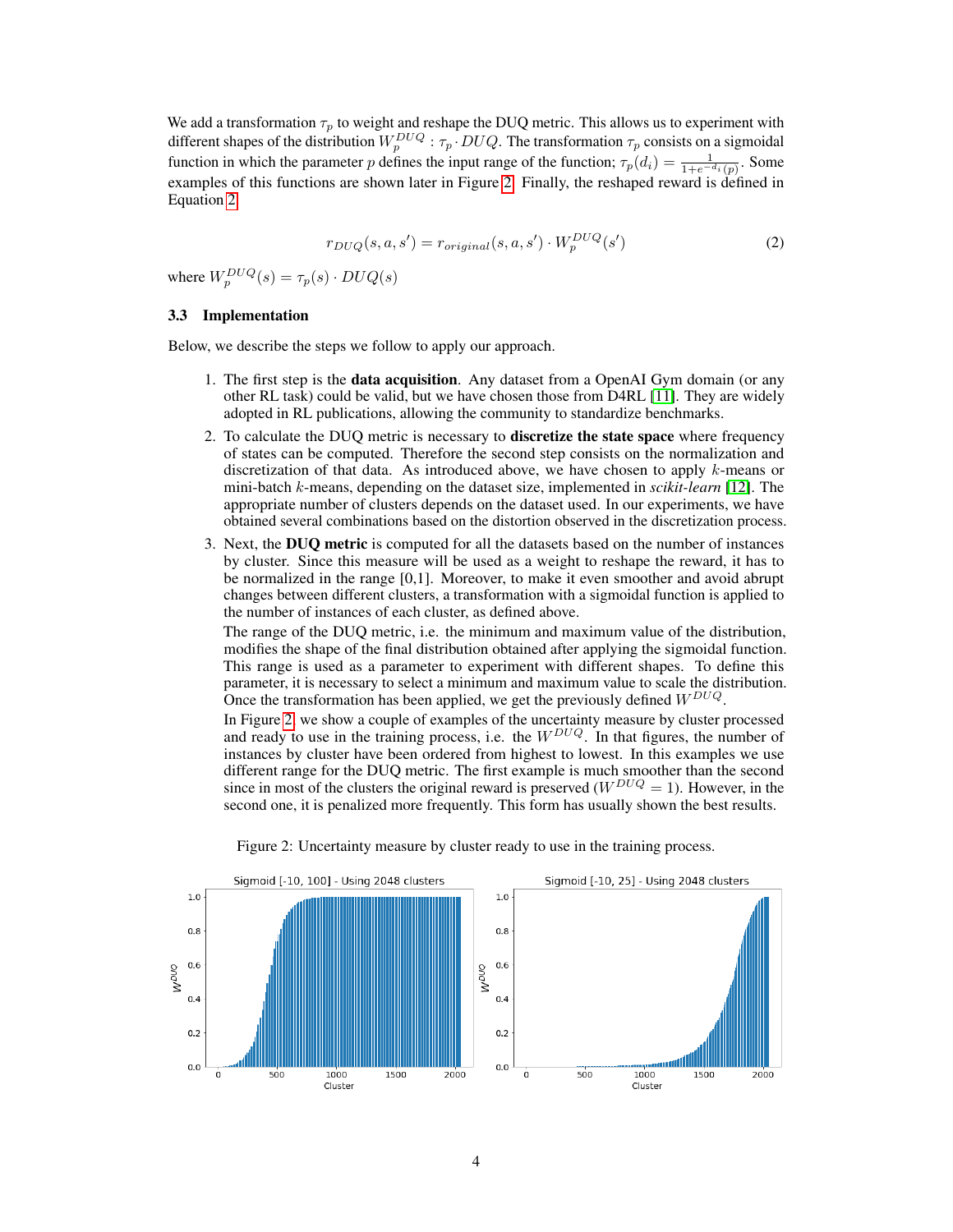We add a transformation $\tau_p$ to weight and reshape the DUQ metric. This allows us to experiment with different shapes of the distribution $W_p^{DUQ} : \tau_p \cdot DUQ$. The transformation $\tau_p$ consists on a sigmoidal function in which the parameter $p$ defines the input range of the function; $\tau_p(d_i) = \frac{1}{1+e^{-d_i(p)}}$. Some examples of this functions are shown later in Figure 2. Finally, the reshaped reward is defined in Equation 2.

$$r_{DUQ}(s, a, s') = r_{original}(s, a, s') \cdot W_p^{DUQ}(s') \tag{2}$$

where $W_p^{DUQ}(s) = \tau_p(s) \cdot DUQ(s)$

### 3.3 Implementation

Below, we describe the steps we follow to apply our approach.

1. The first step is the **data acquisition**. Any dataset from a OpenAI Gym domain (or any other RL task) could be valid, but we have chosen those from D4RL [11]. They are widely adopted in RL publications, allowing the community to standardize benchmarks.
2. To calculate the DUQ metric is necessary to **discretize the state space** where frequency of states can be computed. Therefore the second step consists on the normalization and discretization of that data. As introduced above, we have chosen to apply $k$-means or mini-batch $k$-means, depending on the dataset size, implemented in *scikit-learn* [12]. The appropriate number of clusters depends on the dataset used. In our experiments, we have obtained several combinations based on the distortion observed in the discretization process.
3. Next, the **DUQ metric** is computed for all the datasets based on the number of instances by cluster. Since this measure will be used as a weight to reshape the reward, it has to be normalized in the range [0,1]. Moreover, to make it even smoother and avoid abrupt changes between different clusters, a transformation with a sigmoidal function is applied to the number of instances of each cluster, as defined above.

   The range of the DUQ metric, i.e. the minimum and maximum value of the distribution, modifies the shape of the final distribution obtained after applying the sigmoidal function. This range is used as a parameter to experiment with different shapes. To define this parameter, it is necessary to select a minimum and maximum value to scale the distribution. Once the transformation has been applied, we get the previously defined $W^{DUQ}$.

   In Figure 2, we show a couple of examples of the uncertainty measure by cluster processed and ready to use in the training process, i.e. the $W^{DUQ}$. In that figures, the number of instances by cluster have been ordered from highest to lowest. In this examples we use different range for the DUQ metric. The first example is much smoother than the second since in most of the clusters the original reward is preserved ($W^{DUQ} = 1$). However, in the second one, it is penalized more frequently. This form has usually shown the best results.

Figure 2: Uncertainty measure by cluster ready to use in the training process.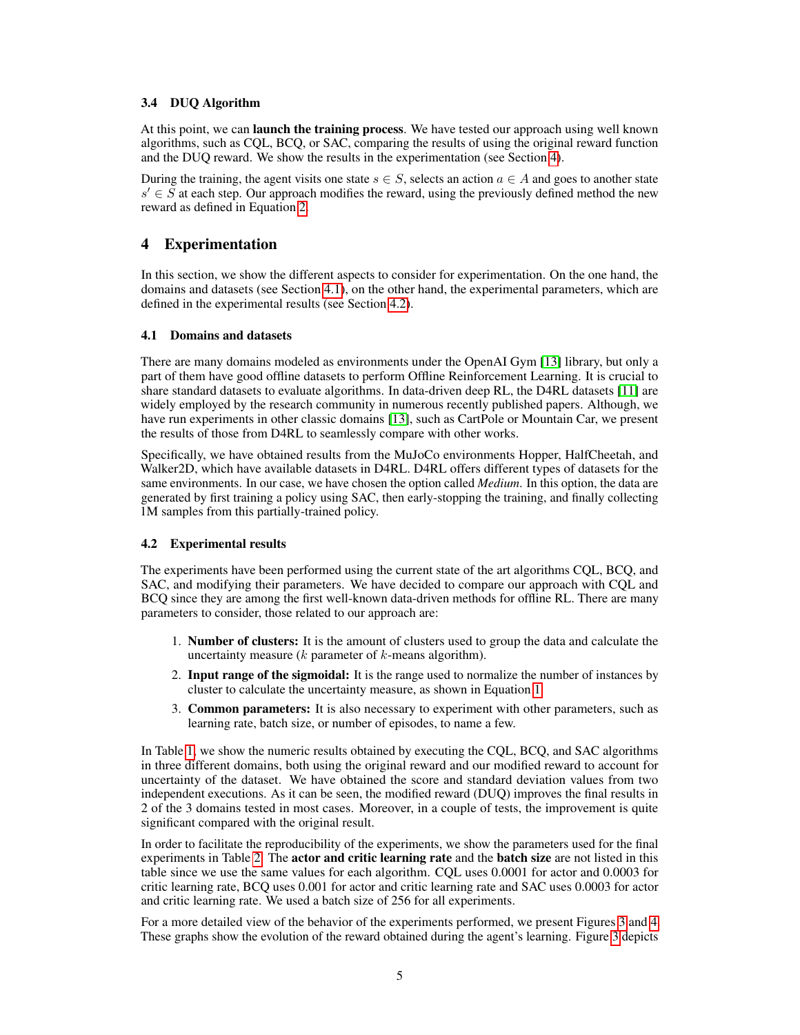### 3.4 DUQ Algorithm

At this point, we can **launch the training process**. We have tested our approach using well known algorithms, such as CQL, BCQ, or SAC, comparing the results of using the original reward function and the DUQ reward. We show the results in the experimentation (see Section 4).

During the training, the agent visits one state $s \in S$, selects an action $a \in A$ and goes to another state $s' \in S$ at each step. Our approach modifies the reward, using the previously defined method the new reward as defined in Equation 2.

## 4 Experimentation

In this section, we show the different aspects to consider for experimentation. On the one hand, the domains and datasets (see Section 4.1), on the other hand, the experimental parameters, which are defined in the experimental results (see Section 4.2).

### 4.1 Domains and datasets

There are many domains modeled as environments under the OpenAI Gym [13] library, but only a part of them have good offline datasets to perform Offline Reinforcement Learning. It is crucial to share standard datasets to evaluate algorithms. In data-driven deep RL, the D4RL datasets [11] are widely employed by the research community in numerous recently published papers. Although, we have run experiments in other classic domains [13], such as CartPole or Mountain Car, we present the results of those from D4RL to seamlessly compare with other works.

Specifically, we have obtained results from the MuJoCo environments Hopper, HalfCheetah, and Walker2D, which have available datasets in D4RL. D4RL offers different types of datasets for the same environments. In our case, we have chosen the option called *Medium*. In this option, the data are generated by first training a policy using SAC, then early-stopping the training, and finally collecting 1M samples from this partially-trained policy.

### 4.2 Experimental results

The experiments have been performed using the current state of the art algorithms CQL, BCQ, and SAC, and modifying their parameters. We have decided to compare our approach with CQL and BCQ since they are among the first well-known data-driven methods for offline RL. There are many parameters to consider, those related to our approach are:

1. **Number of clusters:** It is the amount of clusters used to group the data and calculate the uncertainty measure ($k$ parameter of $k$-means algorithm).
2. **Input range of the sigmoidal:** It is the range used to normalize the number of instances by cluster to calculate the uncertainty measure, as shown in Equation 1.
3. **Common parameters:** It is also necessary to experiment with other parameters, such as learning rate, batch size, or number of episodes, to name a few.

In Table 1, we show the numeric results obtained by executing the CQL, BCQ, and SAC algorithms in three different domains, both using the original reward and our modified reward to account for uncertainty of the dataset. We have obtained the score and standard deviation values from two independent executions. As it can be seen, the modified reward (DUQ) improves the final results in 2 of the 3 domains tested in most cases. Moreover, in a couple of tests, the improvement is quite significant compared with the original result.

In order to facilitate the reproducibility of the experiments, we show the parameters used for the final experiments in Table 2. The **actor and critic learning rate** and the **batch size** are not listed in this table since we use the same values for each algorithm. CQL uses 0.0001 for actor and 0.0003 for critic learning rate, BCQ uses 0.001 for actor and critic learning rate and SAC uses 0.0003 for actor and critic learning rate. We used a batch size of 256 for all experiments.

For a more detailed view of the behavior of the experiments performed, we present Figures 3 and 4. These graphs show the evolution of the reward obtained during the agent's learning. Figure 3 depicts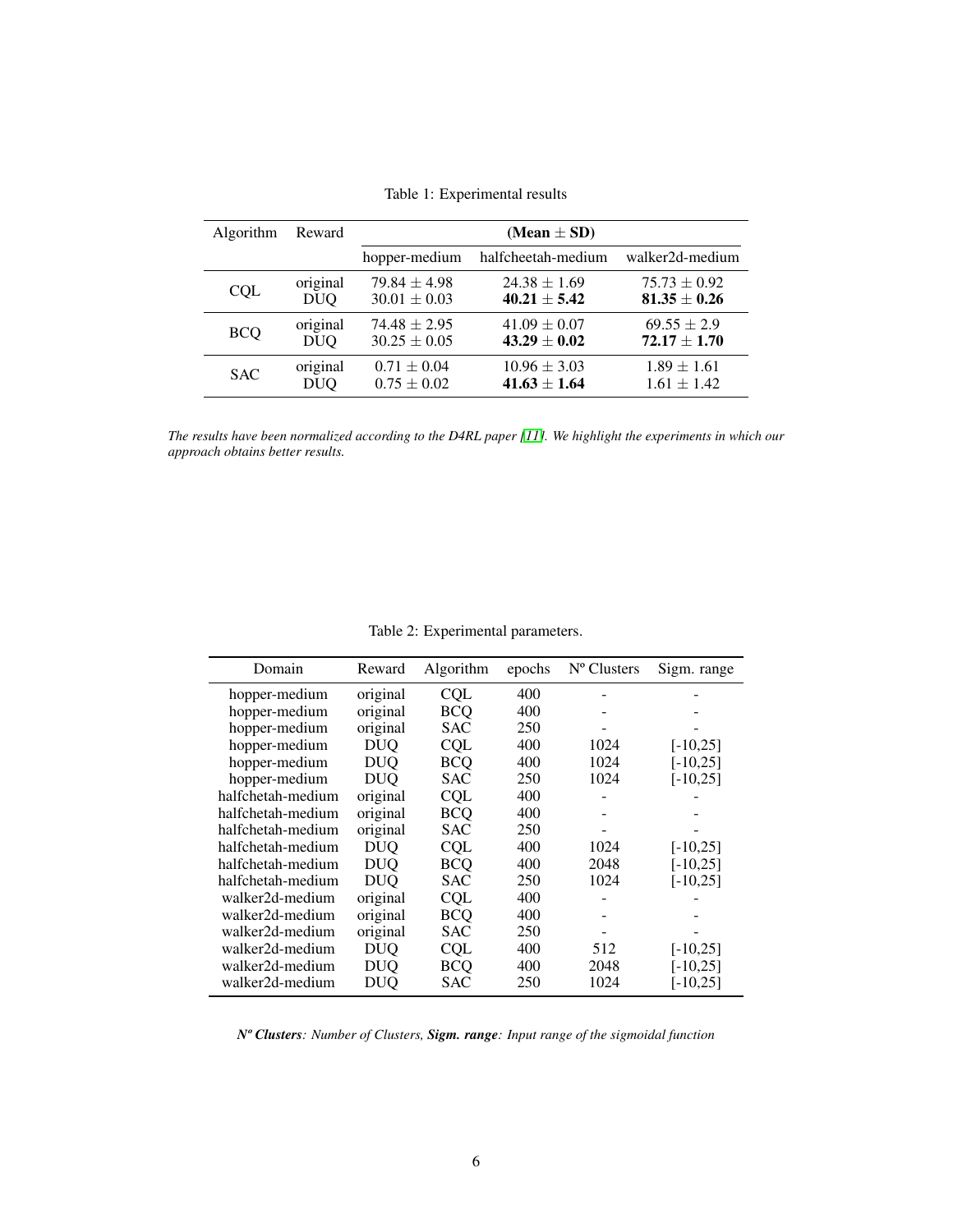Table 1: Experimental results

| Algorithm | Reward | (Mean $\pm$ SD) | | |
|---|---|---|---|---|
| | | hopper-medium | halfcheetah-medium | walker2d-medium |
| CQL | original | $79.84 \pm 4.98$ | $24.38 \pm 1.69$ | $75.73 \pm 0.92$ |
| | DUQ | $30.01 \pm 0.03$ | $\mathbf{40.21 \pm 5.42}$ | $\mathbf{81.35 \pm 0.26}$ |
| BCQ | original | $74.48 \pm 2.95$ | $41.09 \pm 0.07$ | $69.55 \pm 2.9$ |
| | DUQ | $30.25 \pm 0.05$ | $\mathbf{43.29 \pm 0.02}$ | $\mathbf{72.17 \pm 1.70}$ |
| SAC | original | $0.71 \pm 0.04$ | $10.96 \pm 3.03$ | $1.89 \pm 1.61$ |
| | DUQ | $0.75 \pm 0.02$ | $\mathbf{41.63 \pm 1.64}$ | $1.61 \pm 1.42$ |

*The results have been normalized according to the D4RL paper [11]. We highlight the experiments in which our approach obtains better results.*

Table 2: Experimental parameters.

| Domain | Reward | Algorithm | epochs | Nº Clusters | Sigm. range |
|---|---|---|---|---|---|
| hopper-medium | original | CQL | 400 | - | - |
| hopper-medium | original | BCQ | 400 | - | - |
| hopper-medium | original | SAC | 250 | - | - |
| hopper-medium | DUQ | CQL | 400 | 1024 | [-10,25] |
| hopper-medium | DUQ | BCQ | 400 | 1024 | [-10,25] |
| hopper-medium | DUQ | SAC | 250 | 1024 | [-10,25] |
| halfchetah-medium | original | CQL | 400 | - | - |
| halfchetah-medium | original | BCQ | 400 | - | - |
| halfchetah-medium | original | SAC | 250 | - | - |
| halfchetah-medium | DUQ | CQL | 400 | 1024 | [-10,25] |
| halfchetah-medium | DUQ | BCQ | 400 | 2048 | [-10,25] |
| halfchetah-medium | DUQ | SAC | 250 | 1024 | [-10,25] |
| walker2d-medium | original | CQL | 400 | - | - |
| walker2d-medium | original | BCQ | 400 | - | - |
| walker2d-medium | original | SAC | 250 | - | - |
| walker2d-medium | DUQ | CQL | 400 | 512 | [-10,25] |
| walker2d-medium | DUQ | BCQ | 400 | 2048 | [-10,25] |
| walker2d-medium | DUQ | SAC | 250 | 1024 | [-10,25] |

***Nº Clusters**: Number of Clusters, **Sigm. range**: Input range of the sigmoidal function*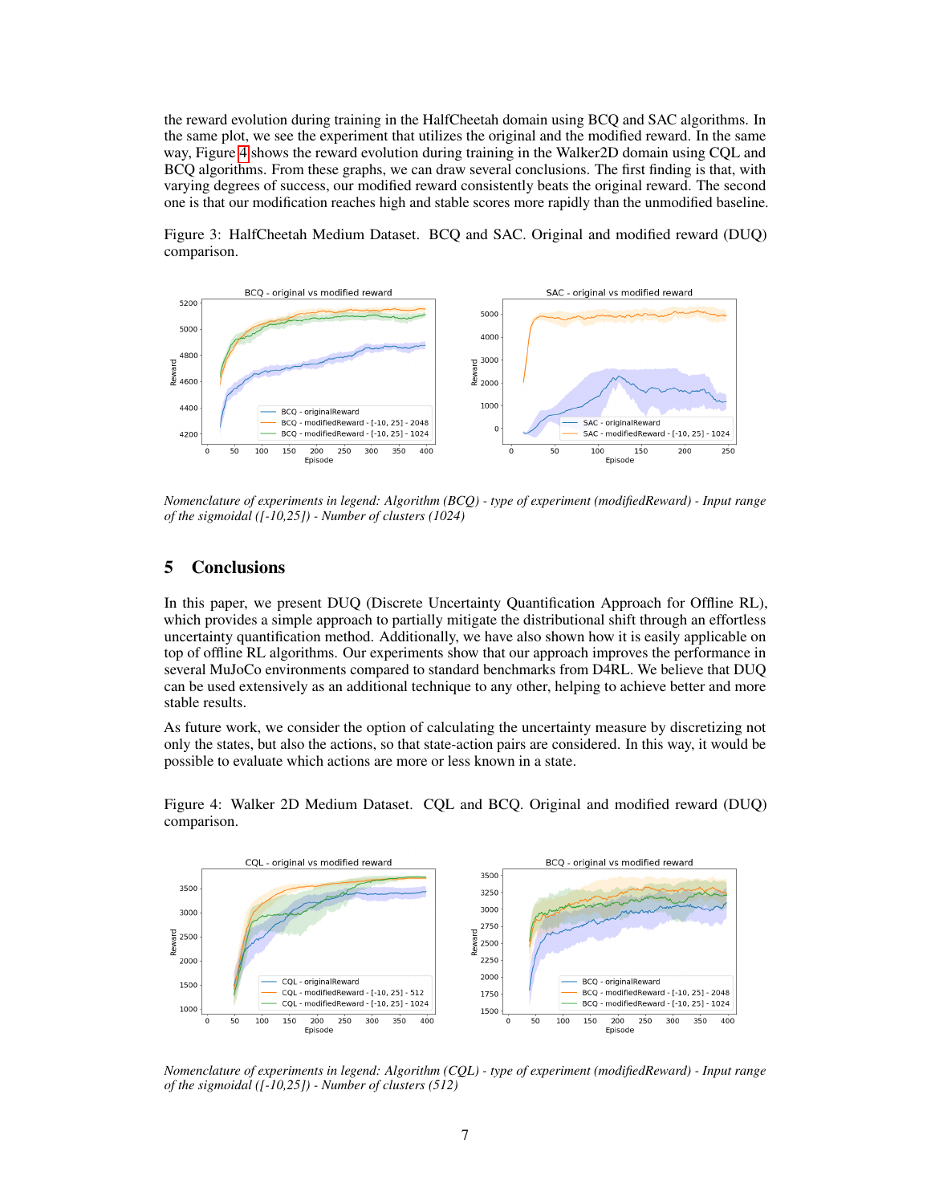the reward evolution during training in the HalfCheetah domain using BCQ and SAC algorithms. In the same plot, we see the experiment that utilizes the original and the modified reward. In the same way, Figure 4 shows the reward evolution during training in the Walker2D domain using CQL and BCQ algorithms. From these graphs, we can draw several conclusions. The first finding is that, with varying degrees of success, our modified reward consistently beats the original reward. The second one is that our modification reaches high and stable scores more rapidly than the unmodified baseline.

Figure 3: HalfCheetah Medium Dataset. BCQ and SAC. Original and modified reward (DUQ) comparison.

*Nomenclature of experiments in legend: Algorithm (BCQ) - type of experiment (modifiedReward) - Input range of the sigmoidal ([-10,25]) - Number of clusters (1024)*

## 5 Conclusions

In this paper, we present DUQ (Discrete Uncertainty Quantification Approach for Offline RL), which provides a simple approach to partially mitigate the distributional shift through an effortless uncertainty quantification method. Additionally, we have also shown how it is easily applicable on top of offline RL algorithms. Our experiments show that our approach improves the performance in several MuJoCo environments compared to standard benchmarks from D4RL. We believe that DUQ can be used extensively as an additional technique to any other, helping to achieve better and more stable results.

As future work, we consider the option of calculating the uncertainty measure by discretizing not only the states, but also the actions, so that state-action pairs are considered. In this way, it would be possible to evaluate which actions are more or less known in a state.

Figure 4: Walker 2D Medium Dataset. CQL and BCQ. Original and modified reward (DUQ) comparison.

*Nomenclature of experiments in legend: Algorithm (CQL) - type of experiment (modifiedReward) - Input range of the sigmoidal ([-10,25]) - Number of clusters (512)*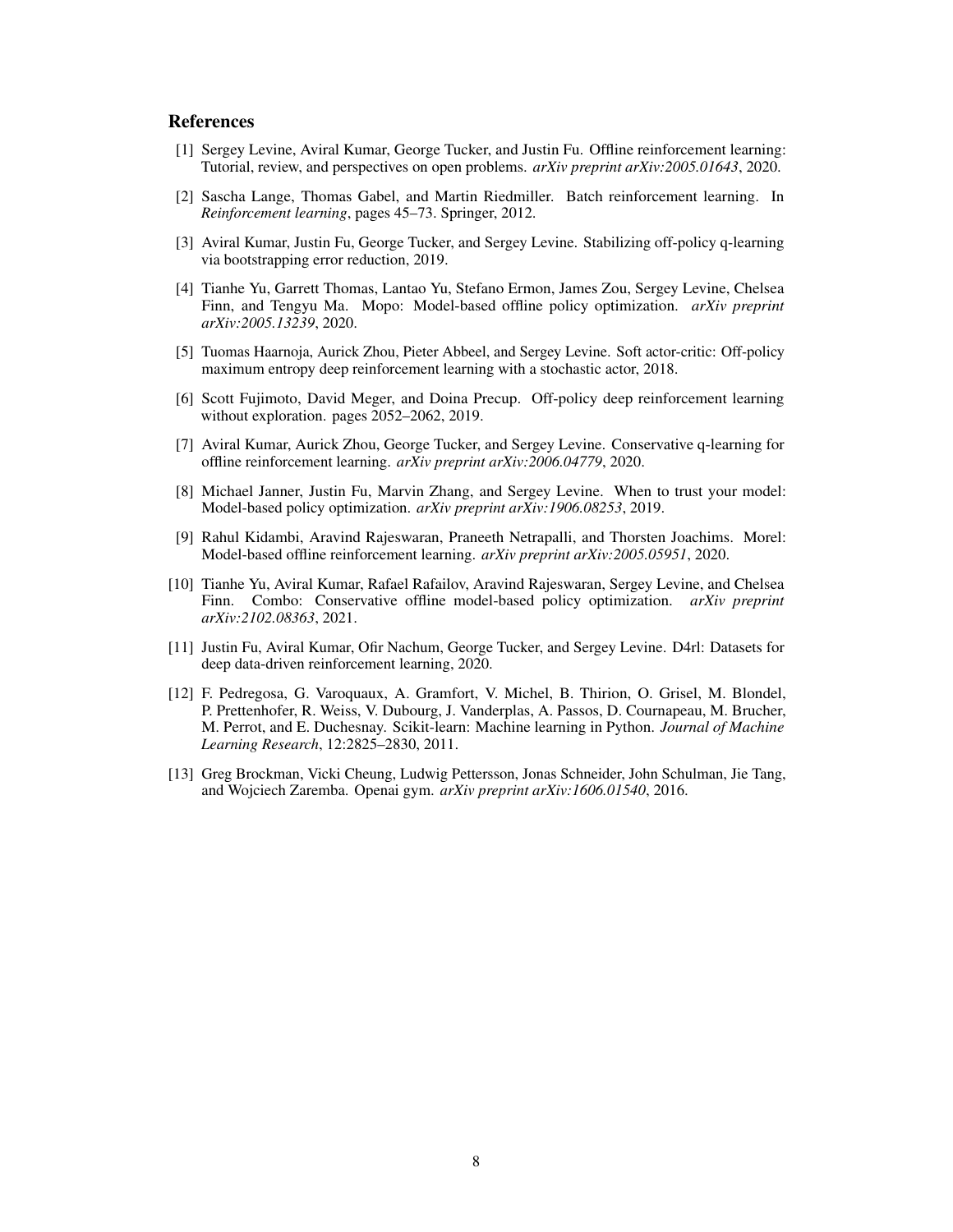## References

[1] Sergey Levine, Aviral Kumar, George Tucker, and Justin Fu. Offline reinforcement learning: Tutorial, review, and perspectives on open problems. *arXiv preprint arXiv:2005.01643*, 2020.

[2] Sascha Lange, Thomas Gabel, and Martin Riedmiller. Batch reinforcement learning. In *Reinforcement learning*, pages 45–73. Springer, 2012.

[3] Aviral Kumar, Justin Fu, George Tucker, and Sergey Levine. Stabilizing off-policy q-learning via bootstrapping error reduction, 2019.

[4] Tianhe Yu, Garrett Thomas, Lantao Yu, Stefano Ermon, James Zou, Sergey Levine, Chelsea Finn, and Tengyu Ma. Mopo: Model-based offline policy optimization. *arXiv preprint arXiv:2005.13239*, 2020.

[5] Tuomas Haarnoja, Aurick Zhou, Pieter Abbeel, and Sergey Levine. Soft actor-critic: Off-policy maximum entropy deep reinforcement learning with a stochastic actor, 2018.

[6] Scott Fujimoto, David Meger, and Doina Precup. Off-policy deep reinforcement learning without exploration. pages 2052–2062, 2019.

[7] Aviral Kumar, Aurick Zhou, George Tucker, and Sergey Levine. Conservative q-learning for offline reinforcement learning. *arXiv preprint arXiv:2006.04779*, 2020.

[8] Michael Janner, Justin Fu, Marvin Zhang, and Sergey Levine. When to trust your model: Model-based policy optimization. *arXiv preprint arXiv:1906.08253*, 2019.

[9] Rahul Kidambi, Aravind Rajeswaran, Praneeth Netrapalli, and Thorsten Joachims. Morel: Model-based offline reinforcement learning. *arXiv preprint arXiv:2005.05951*, 2020.

[10] Tianhe Yu, Aviral Kumar, Rafael Rafailov, Aravind Rajeswaran, Sergey Levine, and Chelsea Finn. Combo: Conservative offline model-based policy optimization. *arXiv preprint arXiv:2102.08363*, 2021.

[11] Justin Fu, Aviral Kumar, Ofir Nachum, George Tucker, and Sergey Levine. D4rl: Datasets for deep data-driven reinforcement learning, 2020.

[12] F. Pedregosa, G. Varoquaux, A. Gramfort, V. Michel, B. Thirion, O. Grisel, M. Blondel, P. Prettenhofer, R. Weiss, V. Dubourg, J. Vanderplas, A. Passos, D. Cournapeau, M. Brucher, M. Perrot, and E. Duchesnay. Scikit-learn: Machine learning in Python. *Journal of Machine Learning Research*, 12:2825–2830, 2011.

[13] Greg Brockman, Vicki Cheung, Ludwig Pettersson, Jonas Schneider, John Schulman, Jie Tang, and Wojciech Zaremba. Openai gym. *arXiv preprint arXiv:1606.01540*, 2016.